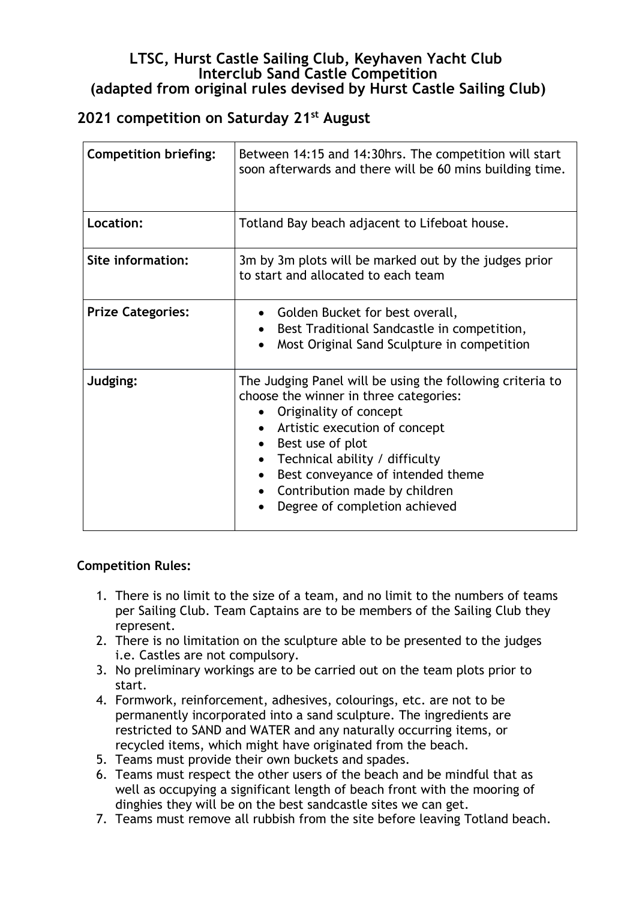# LTSC, Hurst Castle Sailing Club, Keyhaven Yacht Club
# Interclub Sand Castle Competition
# (adapted from original rules devised by Hurst Castle Sailing Club)

## 2021 competition on Saturday 21st August

| | |
|---|---|
| **Competition briefing:** | Between 14:15 and 14:30hrs. The competition will start soon afterwards and there will be 60 mins building time. |
| **Location:** | Totland Bay beach adjacent to Lifeboat house. |
| **Site information:** | 3m by 3m plots will be marked out by the judges prior to start and allocated to each team |
| **Prize Categories:** | • Golden Bucket for best overall,<br>• Best Traditional Sandcastle in competition,<br>• Most Original Sand Sculpture in competition |
| **Judging:** | The Judging Panel will be using the following criteria to choose the winner in three categories:<br>• Originality of concept<br>• Artistic execution of concept<br>• Best use of plot<br>• Technical ability / difficulty<br>• Best conveyance of intended theme<br>• Contribution made by children<br>• Degree of completion achieved |

**Competition Rules:**

1. There is no limit to the size of a team, and no limit to the numbers of teams per Sailing Club. Team Captains are to be members of the Sailing Club they represent.
2. There is no limitation on the sculpture able to be presented to the judges i.e. Castles are not compulsory.
3. No preliminary workings are to be carried out on the team plots prior to start.
4. Formwork, reinforcement, adhesives, colourings, etc. are not to be permanently incorporated into a sand sculpture. The ingredients are restricted to SAND and WATER and any naturally occurring items, or recycled items, which might have originated from the beach.
5. Teams must provide their own buckets and spades.
6. Teams must respect the other users of the beach and be mindful that as well as occupying a significant length of beach front with the mooring of dinghies they will be on the best sandcastle sites we can get.
7. Teams must remove all rubbish from the site before leaving Totland beach.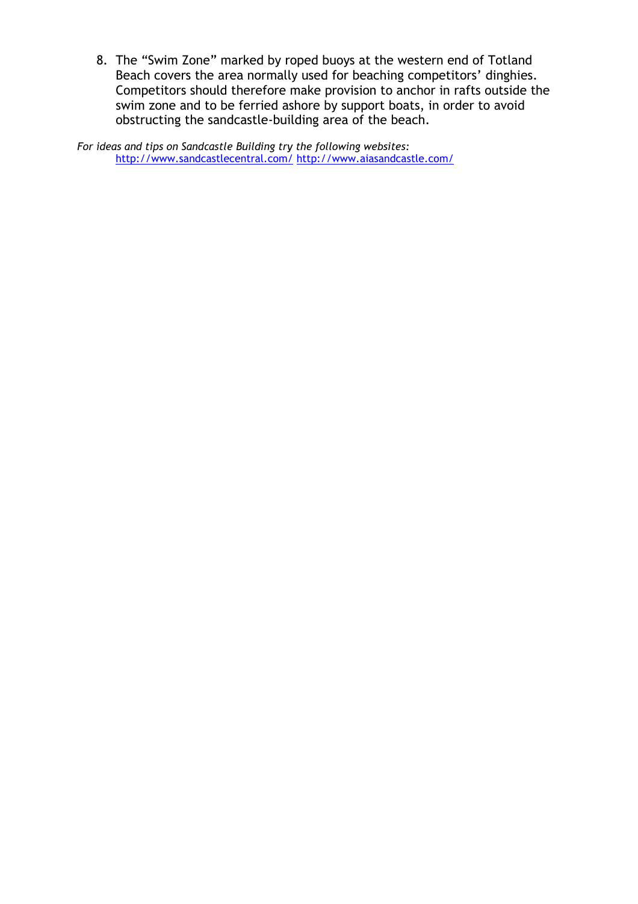8. The "Swim Zone" marked by roped buoys at the western end of Totland Beach covers the area normally used for beaching competitors' dinghies. Competitors should therefore make provision to anchor in rafts outside the swim zone and to be ferried ashore by support boats, in order to avoid obstructing the sandcastle-building area of the beach.

*For ideas and tips on Sandcastle Building try the following websites:*
http://www.sandcastlecentral.com/ http://www.aiasandcastle.com/